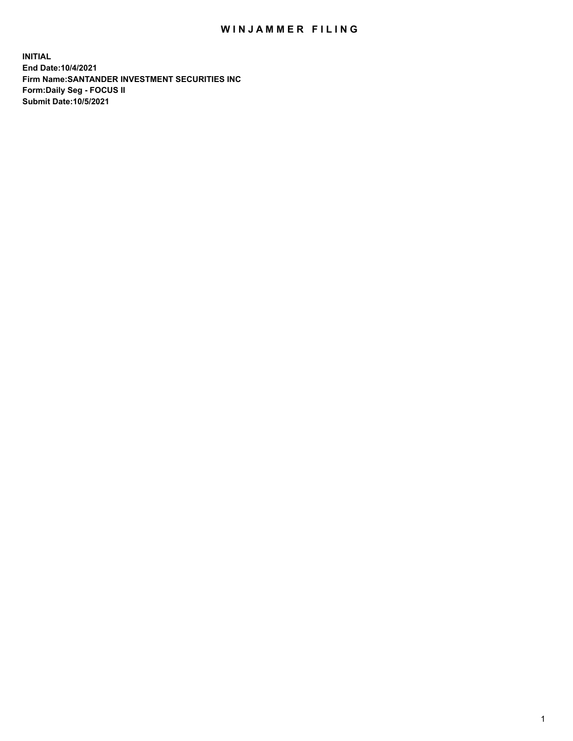# WINJAMMER FILING

**INITIAL**
**End Date:10/4/2021**
**Firm Name:SANTANDER INVESTMENT SECURITIES INC**
**Form:Daily Seg - FOCUS II**
**Submit Date:10/5/2021**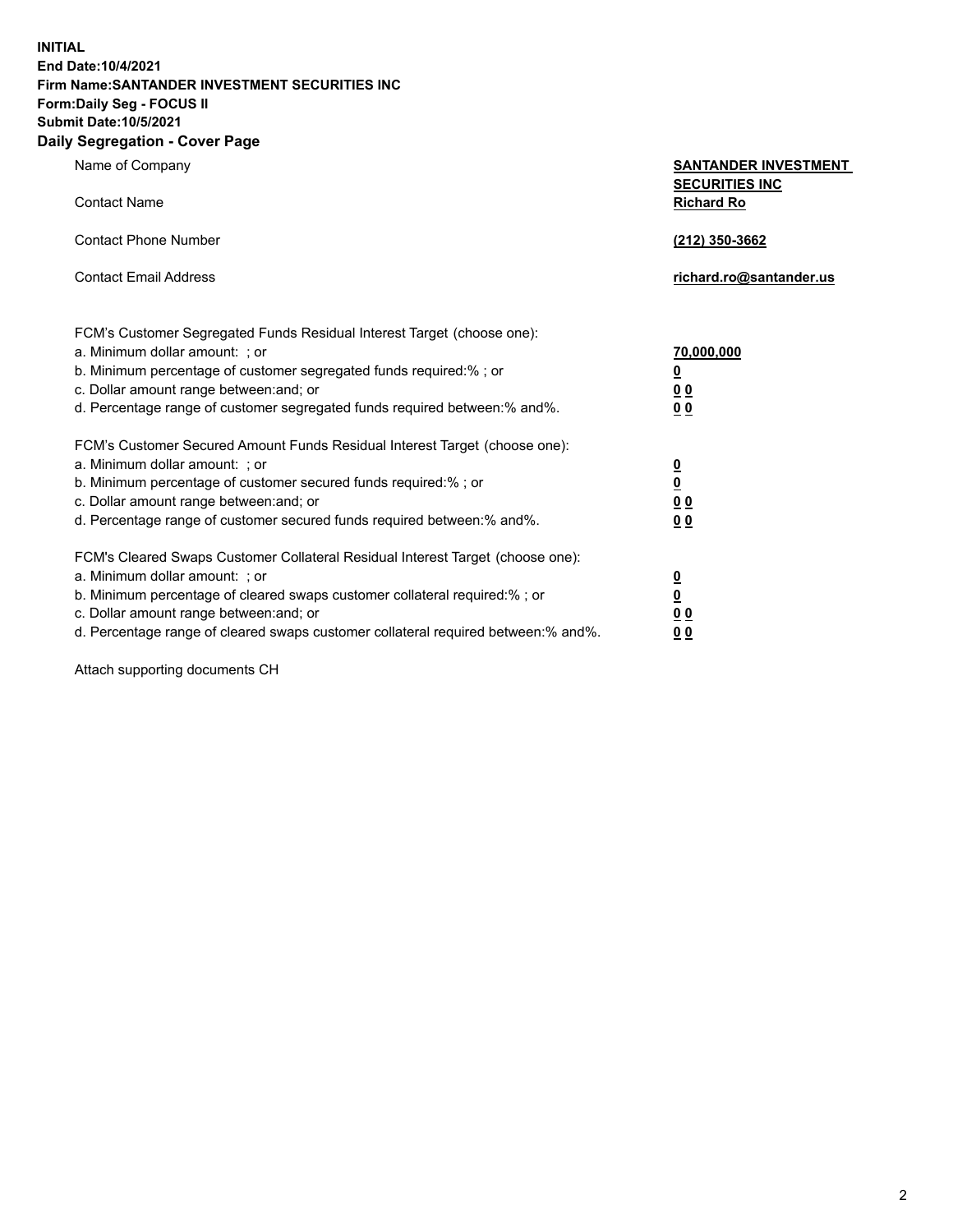**INITIAL**
**End Date:10/4/2021**
**Firm Name:SANTANDER INVESTMENT SECURITIES INC**
**Form:Daily Seg - FOCUS II**
**Submit Date:10/5/2021**

## Daily Segregation - Cover Page

| | |
|---|---|
| Name of Company | **SANTANDER INVESTMENT SECURITIES INC** |
| Contact Name | **Richard Ro** |
| Contact Phone Number | **(212) 350-3662** |
| Contact Email Address | **richard.ro@santander.us** |

FCM's Customer Segregated Funds Residual Interest Target (choose one):

| | |
|---|---|
| a. Minimum dollar amount: ; or | **70,000,000** |
| b. Minimum percentage of customer segregated funds required:% ; or | **0** |
| c. Dollar amount range between:and; or | **0 0** |
| d. Percentage range of customer segregated funds required between:% and%. | **0 0** |

FCM's Customer Secured Amount Funds Residual Interest Target (choose one):

| | |
|---|---|
| a. Minimum dollar amount: ; or | **0** |
| b. Minimum percentage of customer secured funds required:% ; or | **0** |
| c. Dollar amount range between:and; or | **0 0** |
| d. Percentage range of customer secured funds required between:% and%. | **0 0** |

FCM's Cleared Swaps Customer Collateral Residual Interest Target (choose one):

| | |
|---|---|
| a. Minimum dollar amount: ; or | **0** |
| b. Minimum percentage of cleared swaps customer collateral required:% ; or | **0** |
| c. Dollar amount range between:and; or | **0 0** |
| d. Percentage range of cleared swaps customer collateral required between:% and%. | **0 0** |

Attach supporting documents CH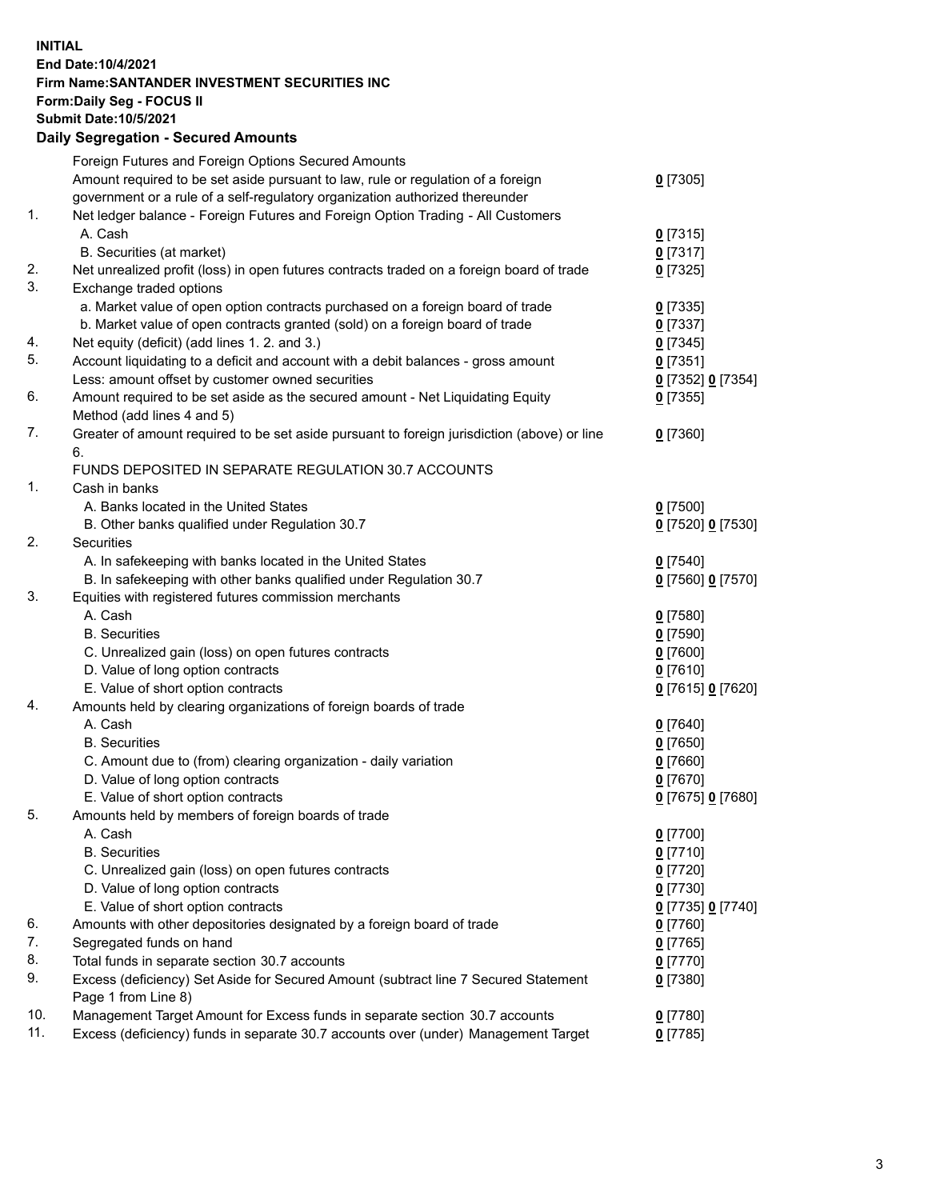**INITIAL**
**End Date:10/4/2021**
**Firm Name:SANTANDER INVESTMENT SECURITIES INC**
**Form:Daily Seg - FOCUS II**
**Submit Date:10/5/2021**

## Daily Segregation - Secured Amounts

| | | |
|---|---|---|
| | Foreign Futures and Foreign Options Secured Amounts | |
| | Amount required to be set aside pursuant to law, rule or regulation of a foreign government or a rule of a self-regulatory organization authorized thereunder | 0 [7305] |
| 1. | Net ledger balance - Foreign Futures and Foreign Option Trading - All Customers | |
| | A. Cash | 0 [7315] |
| | B. Securities (at market) | 0 [7317] |
| 2. | Net unrealized profit (loss) in open futures contracts traded on a foreign board of trade | 0 [7325] |
| 3. | Exchange traded options | |
| | a. Market value of open option contracts purchased on a foreign board of trade | 0 [7335] |
| | b. Market value of open contracts granted (sold) on a foreign board of trade | 0 [7337] |
| 4. | Net equity (deficit) (add lines 1. 2. and 3.) | 0 [7345] |
| 5. | Account liquidating to a deficit and account with a debit balances - gross amount | 0 [7351] |
| | Less: amount offset by customer owned securities | 0 [7352] 0 [7354] |
| 6. | Amount required to be set aside as the secured amount - Net Liquidating Equity Method (add lines 4 and 5) | 0 [7355] |
| 7. | Greater of amount required to be set aside pursuant to foreign jurisdiction (above) or line 6. | 0 [7360] |
| | FUNDS DEPOSITED IN SEPARATE REGULATION 30.7 ACCOUNTS | |
| 1. | Cash in banks | |
| | A. Banks located in the United States | 0 [7500] |
| | B. Other banks qualified under Regulation 30.7 | 0 [7520] 0 [7530] |
| 2. | Securities | |
| | A. In safekeeping with banks located in the United States | 0 [7540] |
| | B. In safekeeping with other banks qualified under Regulation 30.7 | 0 [7560] 0 [7570] |
| 3. | Equities with registered futures commission merchants | |
| | A. Cash | 0 [7580] |
| | B. Securities | 0 [7590] |
| | C. Unrealized gain (loss) on open futures contracts | 0 [7600] |
| | D. Value of long option contracts | 0 [7610] |
| | E. Value of short option contracts | 0 [7615] 0 [7620] |
| 4. | Amounts held by clearing organizations of foreign boards of trade | |
| | A. Cash | 0 [7640] |
| | B. Securities | 0 [7650] |
| | C. Amount due to (from) clearing organization - daily variation | 0 [7660] |
| | D. Value of long option contracts | 0 [7670] |
| | E. Value of short option contracts | 0 [7675] 0 [7680] |
| 5. | Amounts held by members of foreign boards of trade | |
| | A. Cash | 0 [7700] |
| | B. Securities | 0 [7710] |
| | C. Unrealized gain (loss) on open futures contracts | 0 [7720] |
| | D. Value of long option contracts | 0 [7730] |
| | E. Value of short option contracts | 0 [7735] 0 [7740] |
| 6. | Amounts with other depositories designated by a foreign board of trade | 0 [7760] |
| 7. | Segregated funds on hand | 0 [7765] |
| 8. | Total funds in separate section 30.7 accounts | 0 [7770] |
| 9. | Excess (deficiency) Set Aside for Secured Amount (subtract line 7 Secured Statement Page 1 from Line 8) | 0 [7380] |
| 10. | Management Target Amount for Excess funds in separate section 30.7 accounts | 0 [7780] |
| 11. | Excess (deficiency) funds in separate 30.7 accounts over (under) Management Target | 0 [7785] |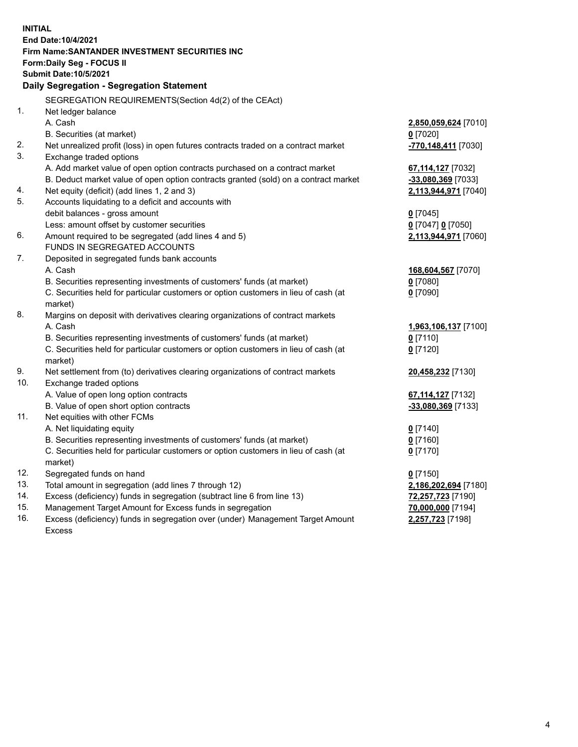**INITIAL**
**End Date:10/4/2021**
**Firm Name:SANTANDER INVESTMENT SECURITIES INC**
**Form:Daily Seg - FOCUS II**
**Submit Date:10/5/2021**

**Daily Segregation - Segregation Statement**

SEGREGATION REQUIREMENTS(Section 4d(2) of the CEAct)

| | | |
|---|---|---|
| 1. | Net ledger balance | |
| | A. Cash | **2,850,059,624** [7010] |
| | B. Securities (at market) | **0** [7020] |
| 2. | Net unrealized profit (loss) in open futures contracts traded on a contract market | **-770,148,411** [7030] |
| 3. | Exchange traded options | |
| | A. Add market value of open option contracts purchased on a contract market | **67,114,127** [7032] |
| | B. Deduct market value of open option contracts granted (sold) on a contract market | **-33,080,369** [7033] |
| 4. | Net equity (deficit) (add lines 1, 2 and 3) | **2,113,944,971** [7040] |
| 5. | Accounts liquidating to a deficit and accounts with | |
| | debit balances - gross amount | **0** [7045] |
| | Less: amount offset by customer securities | **0** [7047] **0** [7050] |
| 6. | Amount required to be segregated (add lines 4 and 5) | **2,113,944,971** [7060] |
| | FUNDS IN SEGREGATED ACCOUNTS | |
| 7. | Deposited in segregated funds bank accounts | |
| | A. Cash | **168,604,567** [7070] |
| | B. Securities representing investments of customers' funds (at market) | **0** [7080] |
| | C. Securities held for particular customers or option customers in lieu of cash (at market) | **0** [7090] |
| 8. | Margins on deposit with derivatives clearing organizations of contract markets | |
| | A. Cash | **1,963,106,137** [7100] |
| | B. Securities representing investments of customers' funds (at market) | **0** [7110] |
| | C. Securities held for particular customers or option customers in lieu of cash (at market) | **0** [7120] |
| 9. | Net settlement from (to) derivatives clearing organizations of contract markets | **20,458,232** [7130] |
| 10. | Exchange traded options | |
| | A. Value of open long option contracts | **67,114,127** [7132] |
| | B. Value of open short option contracts | **-33,080,369** [7133] |
| 11. | Net equities with other FCMs | |
| | A. Net liquidating equity | **0** [7140] |
| | B. Securities representing investments of customers' funds (at market) | **0** [7160] |
| | C. Securities held for particular customers or option customers in lieu of cash (at market) | **0** [7170] |
| 12. | Segregated funds on hand | **0** [7150] |
| 13. | Total amount in segregation (add lines 7 through 12) | **2,186,202,694** [7180] |
| 14. | Excess (deficiency) funds in segregation (subtract line 6 from line 13) | **72,257,723** [7190] |
| 15. | Management Target Amount for Excess funds in segregation | **70,000,000** [7194] |
| 16. | Excess (deficiency) funds in segregation over (under) Management Target Amount Excess | **2,257,723** [7198] |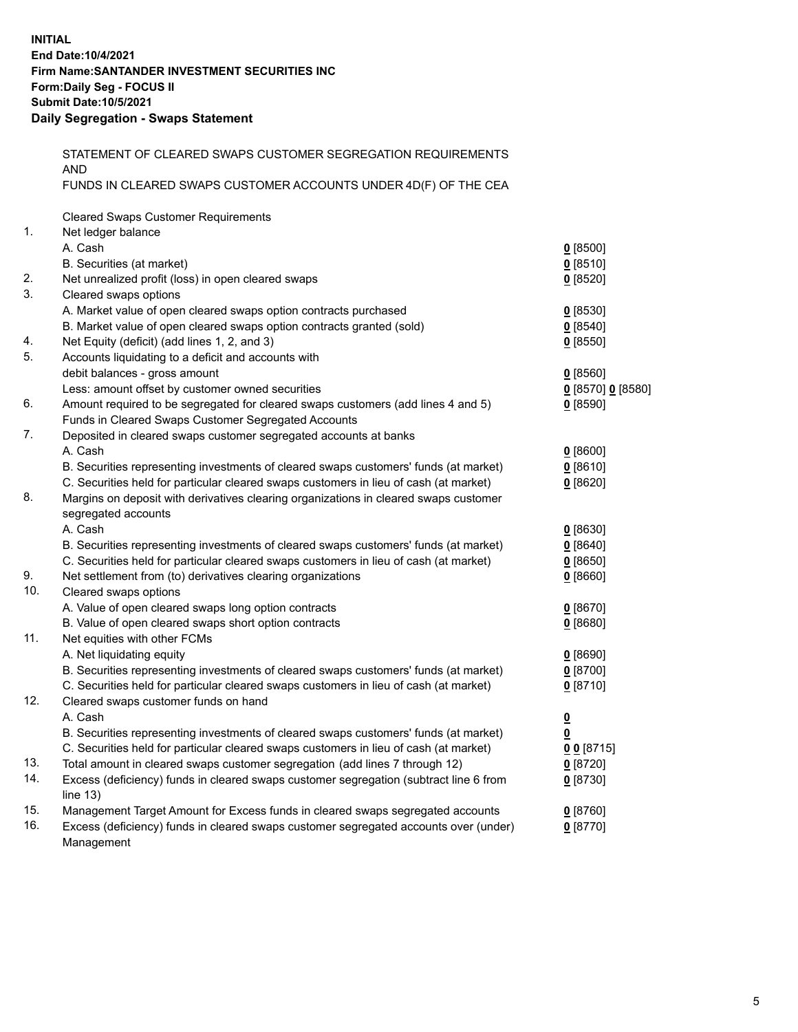**INITIAL**
**End Date:10/4/2021**
**Firm Name:SANTANDER INVESTMENT SECURITIES INC**
**Form:Daily Seg - FOCUS II**
**Submit Date:10/5/2021**
**Daily Segregation - Swaps Statement**

STATEMENT OF CLEARED SWAPS CUSTOMER SEGREGATION REQUIREMENTS AND FUNDS IN CLEARED SWAPS CUSTOMER ACCOUNTS UNDER 4D(F) OF THE CEA

| | | |
|---|---|---|
| | Cleared Swaps Customer Requirements | |
| 1. | Net ledger balance | |
| | A. Cash | 0 [8500] |
| | B. Securities (at market) | 0 [8510] |
| 2. | Net unrealized profit (loss) in open cleared swaps | 0 [8520] |
| 3. | Cleared swaps options | |
| | A. Market value of open cleared swaps option contracts purchased | 0 [8530] |
| | B. Market value of open cleared swaps option contracts granted (sold) | 0 [8540] |
| 4. | Net Equity (deficit) (add lines 1, 2, and 3) | 0 [8550] |
| 5. | Accounts liquidating to a deficit and accounts with debit balances - gross amount | 0 [8560] |
| | Less: amount offset by customer owned securities | 0 [8570] 0 [8580] |
| 6. | Amount required to be segregated for cleared swaps customers (add lines 4 and 5) | 0 [8590] |
| | Funds in Cleared Swaps Customer Segregated Accounts | |
| 7. | Deposited in cleared swaps customer segregated accounts at banks | |
| | A. Cash | 0 [8600] |
| | B. Securities representing investments of cleared swaps customers' funds (at market) | 0 [8610] |
| | C. Securities held for particular cleared swaps customers in lieu of cash (at market) | 0 [8620] |
| 8. | Margins on deposit with derivatives clearing organizations in cleared swaps customer segregated accounts | |
| | A. Cash | 0 [8630] |
| | B. Securities representing investments of cleared swaps customers' funds (at market) | 0 [8640] |
| | C. Securities held for particular cleared swaps customers in lieu of cash (at market) | 0 [8650] |
| 9. | Net settlement from (to) derivatives clearing organizations | 0 [8660] |
| 10. | Cleared swaps options | |
| | A. Value of open cleared swaps long option contracts | 0 [8670] |
| | B. Value of open cleared swaps short option contracts | 0 [8680] |
| 11. | Net equities with other FCMs | |
| | A. Net liquidating equity | 0 [8690] |
| | B. Securities representing investments of cleared swaps customers' funds (at market) | 0 [8700] |
| | C. Securities held for particular cleared swaps customers in lieu of cash (at market) | 0 [8710] |
| 12. | Cleared swaps customer funds on hand | |
| | A. Cash | 0 |
| | B. Securities representing investments of cleared swaps customers' funds (at market) | 0 |
| | C. Securities held for particular cleared swaps customers in lieu of cash (at market) | 0 0 [8715] |
| 13. | Total amount in cleared swaps customer segregation (add lines 7 through 12) | 0 [8720] |
| 14. | Excess (deficiency) funds in cleared swaps customer segregation (subtract line 6 from line 13) | 0 [8730] |
| 15. | Management Target Amount for Excess funds in cleared swaps segregated accounts | 0 [8760] |
| 16. | Excess (deficiency) funds in cleared swaps customer segregated accounts over (under) Management | 0 [8770] |